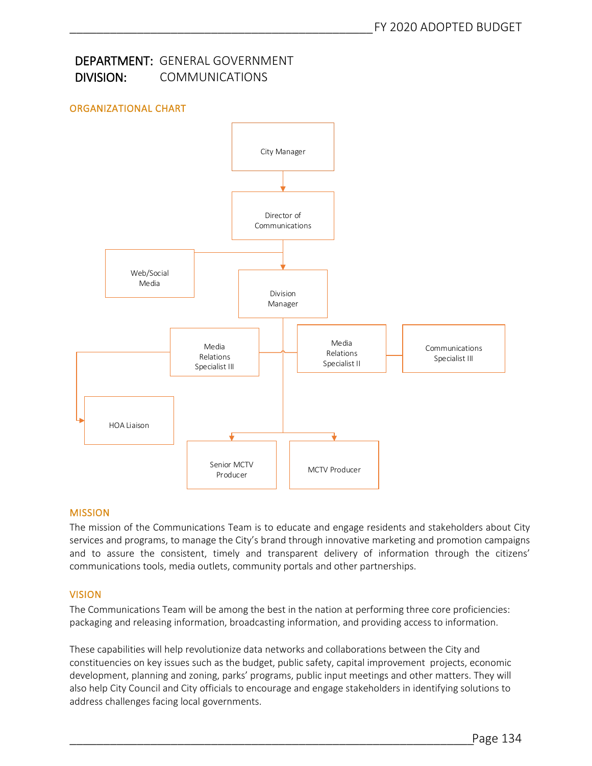**DEPARTMENT:** GENERAL GOVERNMENT
**DIVISION:** COMMUNICATIONS

## ORGANIZATIONAL CHART

- City Manager
  - Director of Communications
    - Web/Social Media
    - Division Manager
      - Media Relations Specialist III
        - HOA Liaison
      - Media Relations Specialist II
      - Communications Specialist III
      - Senior MCTV Producer
      - MCTV Producer

## MISSION

The mission of the Communications Team is to educate and engage residents and stakeholders about City services and programs, to manage the City's brand through innovative marketing and promotion campaigns and to assure the consistent, timely and transparent delivery of information through the citizens' communications tools, media outlets, community portals and other partnerships.

## VISION

The Communications Team will be among the best in the nation at performing three core proficiencies: packaging and releasing information, broadcasting information, and providing access to information.

These capabilities will help revolutionize data networks and collaborations between the City and constituencies on key issues such as the budget, public safety, capital improvement projects, economic development, planning and zoning, parks' programs, public input meetings and other matters. They will also help City Council and City officials to encourage and engage stakeholders in identifying solutions to address challenges facing local governments.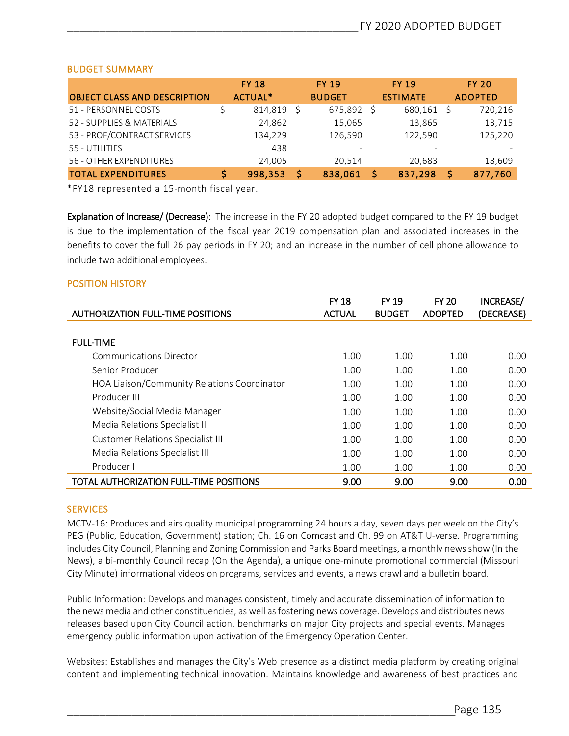## BUDGET SUMMARY

| OBJECT CLASS AND DESCRIPTION | FY 18 ACTUAL* | FY 19 BUDGET | FY 19 ESTIMATE | FY 20 ADOPTED |
|---|---|---|---|---|
| 51 - PERSONNEL COSTS | $ 814,819 | $ 675,892 | $ 680,161 | $ 720,216 |
| 52 - SUPPLIES & MATERIALS | 24,862 | 15,065 | 13,865 | 13,715 |
| 53 - PROF/CONTRACT SERVICES | 134,229 | 126,590 | 122,590 | 125,220 |
| 55 - UTILITIES | 438 | - | - | - |
| 56 - OTHER EXPENDITURES | 24,005 | 20,514 | 20,683 | 18,609 |
| **TOTAL EXPENDITURES** | **$ 998,353** | **$ 838,061** | **$ 837,298** | **$ 877,760** |

*FY18 represented a 15-month fiscal year.

**Explanation of Increase/ (Decrease):** The increase in the FY 20 adopted budget compared to the FY 19 budget is due to the implementation of the fiscal year 2019 compensation plan and associated increases in the benefits to cover the full 26 pay periods in FY 20; and an increase in the number of cell phone allowance to include two additional employees.

## POSITION HISTORY

| AUTHORIZATION FULL-TIME POSITIONS | FY 18 ACTUAL | FY 19 BUDGET | FY 20 ADOPTED | INCREASE/ (DECREASE) |
|---|---|---|---|---|
| **FULL-TIME** | | | | |
| Communications Director | 1.00 | 1.00 | 1.00 | 0.00 |
| Senior Producer | 1.00 | 1.00 | 1.00 | 0.00 |
| HOA Liaison/Community Relations Coordinator | 1.00 | 1.00 | 1.00 | 0.00 |
| Producer III | 1.00 | 1.00 | 1.00 | 0.00 |
| Website/Social Media Manager | 1.00 | 1.00 | 1.00 | 0.00 |
| Media Relations Specialist II | 1.00 | 1.00 | 1.00 | 0.00 |
| Customer Relations Specialist III | 1.00 | 1.00 | 1.00 | 0.00 |
| Media Relations Specialist III | 1.00 | 1.00 | 1.00 | 0.00 |
| Producer I | 1.00 | 1.00 | 1.00 | 0.00 |
| **TOTAL AUTHORIZATION FULL-TIME POSITIONS** | **9.00** | **9.00** | **9.00** | **0.00** |

## SERVICES

MCTV-16: Produces and airs quality municipal programming 24 hours a day, seven days per week on the City's PEG (Public, Education, Government) station; Ch. 16 on Comcast and Ch. 99 on AT&T U-verse. Programming includes City Council, Planning and Zoning Commission and Parks Board meetings, a monthly news show (In the News), a bi-monthly Council recap (On the Agenda), a unique one-minute promotional commercial (Missouri City Minute) informational videos on programs, services and events, a news crawl and a bulletin board.

Public Information: Develops and manages consistent, timely and accurate dissemination of information to the news media and other constituencies, as well as fostering news coverage. Develops and distributes news releases based upon City Council action, benchmarks on major City projects and special events. Manages emergency public information upon activation of the Emergency Operation Center.

Websites: Establishes and manages the City's Web presence as a distinct media platform by creating original content and implementing technical innovation. Maintains knowledge and awareness of best practices and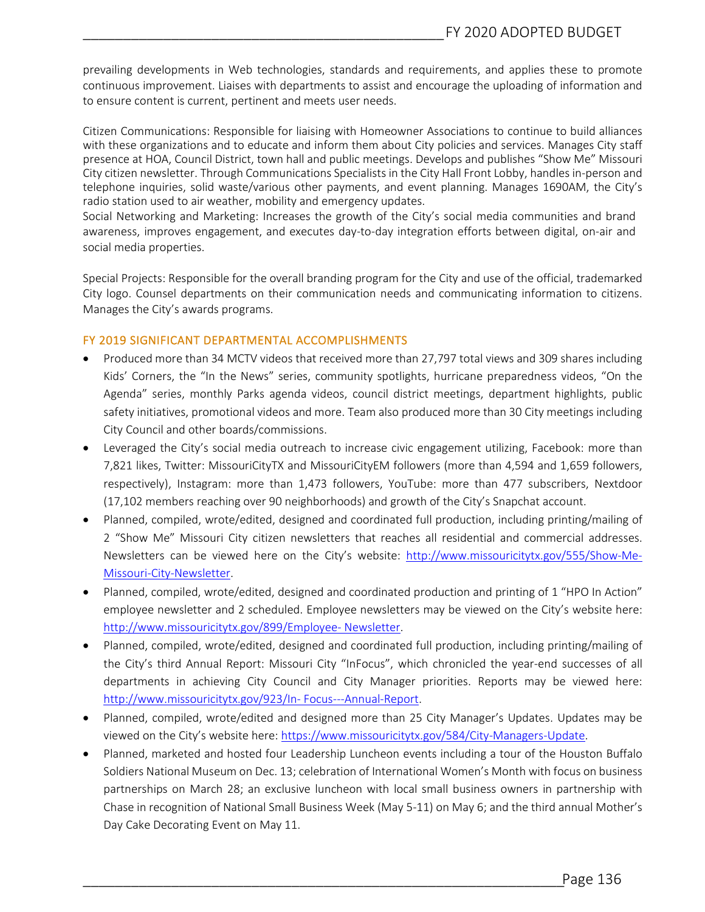prevailing developments in Web technologies, standards and requirements, and applies these to promote continuous improvement. Liaises with departments to assist and encourage the uploading of information and to ensure content is current, pertinent and meets user needs.

Citizen Communications: Responsible for liaising with Homeowner Associations to continue to build alliances with these organizations and to educate and inform them about City policies and services. Manages City staff presence at HOA, Council District, town hall and public meetings. Develops and publishes "Show Me" Missouri City citizen newsletter. Through Communications Specialists in the City Hall Front Lobby, handles in-person and telephone inquiries, solid waste/various other payments, and event planning. Manages 1690AM, the City's radio station used to air weather, mobility and emergency updates.

Social Networking and Marketing: Increases the growth of the City's social media communities and brand awareness, improves engagement, and executes day-to-day integration efforts between digital, on-air and social media properties.

Special Projects: Responsible for the overall branding program for the City and use of the official, trademarked City logo. Counsel departments on their communication needs and communicating information to citizens. Manages the City's awards programs.

## FY 2019 SIGNIFICANT DEPARTMENTAL ACCOMPLISHMENTS

- Produced more than 34 MCTV videos that received more than 27,797 total views and 309 shares including Kids' Corners, the "In the News" series, community spotlights, hurricane preparedness videos, "On the Agenda" series, monthly Parks agenda videos, council district meetings, department highlights, public safety initiatives, promotional videos and more. Team also produced more than 30 City meetings including City Council and other boards/commissions.
- Leveraged the City's social media outreach to increase civic engagement utilizing, Facebook: more than 7,821 likes, Twitter: MissouriCityTX and MissouriCityEM followers (more than 4,594 and 1,659 followers, respectively), Instagram: more than 1,473 followers, YouTube: more than 477 subscribers, Nextdoor (17,102 members reaching over 90 neighborhoods) and growth of the City's Snapchat account.
- Planned, compiled, wrote/edited, designed and coordinated full production, including printing/mailing of 2 "Show Me" Missouri City citizen newsletters that reaches all residential and commercial addresses. Newsletters can be viewed here on the City's website: [http://www.missouricitytx.gov/555/Show-Me-Missouri-City-Newsletter](http://www.missouricitytx.gov/555/Show-Me-Missouri-City-Newsletter).
- Planned, compiled, wrote/edited, designed and coordinated production and printing of 1 "HPO In Action" employee newsletter and 2 scheduled. Employee newsletters may be viewed on the City's website here: [http://www.missouricitytx.gov/899/Employee- Newsletter](http://www.missouricitytx.gov/899/Employee-Newsletter).
- Planned, compiled, wrote/edited, designed and coordinated full production, including printing/mailing of the City's third Annual Report: Missouri City "InFocus", which chronicled the year-end successes of all departments in achieving City Council and City Manager priorities. Reports may be viewed here: [http://www.missouricitytx.gov/923/In- Focus---Annual-Report](http://www.missouricitytx.gov/923/In-Focus---Annual-Report).
- Planned, compiled, wrote/edited and designed more than 25 City Manager's Updates. Updates may be viewed on the City's website here: [https://www.missouricitytx.gov/584/City-Managers-Update](https://www.missouricitytx.gov/584/City-Managers-Update).
- Planned, marketed and hosted four Leadership Luncheon events including a tour of the Houston Buffalo Soldiers National Museum on Dec. 13; celebration of International Women's Month with focus on business partnerships on March 28; an exclusive luncheon with local small business owners in partnership with Chase in recognition of National Small Business Week (May 5-11) on May 6; and the third annual Mother's Day Cake Decorating Event on May 11.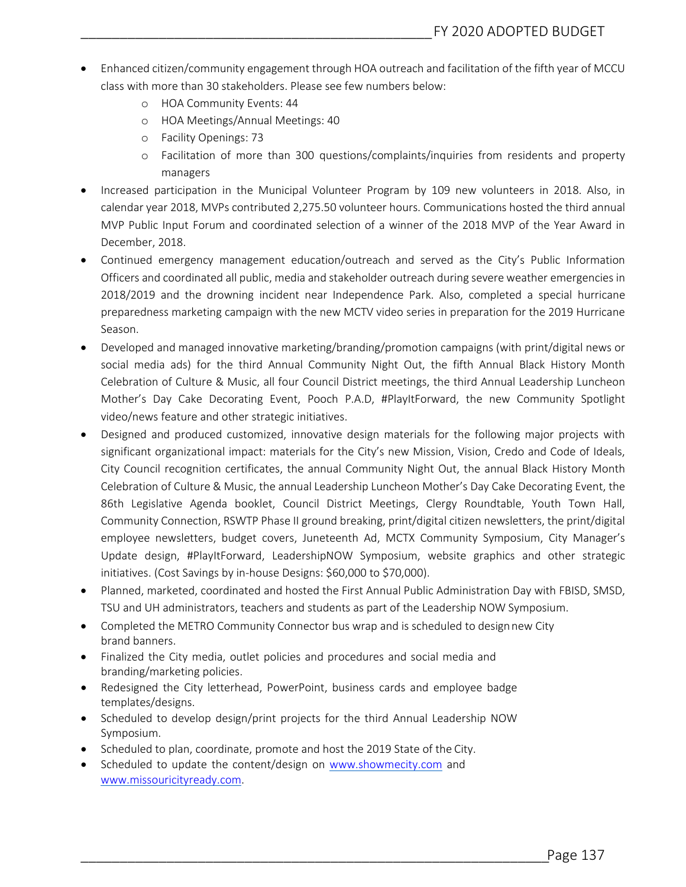- Enhanced citizen/community engagement through HOA outreach and facilitation of the fifth year of MCCU class with more than 30 stakeholders. Please see few numbers below:
    - HOA Community Events: 44
    - HOA Meetings/Annual Meetings: 40
    - Facility Openings: 73
    - Facilitation of more than 300 questions/complaints/inquiries from residents and property managers
- Increased participation in the Municipal Volunteer Program by 109 new volunteers in 2018. Also, in calendar year 2018, MVPs contributed 2,275.50 volunteer hours. Communications hosted the third annual MVP Public Input Forum and coordinated selection of a winner of the 2018 MVP of the Year Award in December, 2018.
- Continued emergency management education/outreach and served as the City's Public Information Officers and coordinated all public, media and stakeholder outreach during severe weather emergencies in 2018/2019 and the drowning incident near Independence Park. Also, completed a special hurricane preparedness marketing campaign with the new MCTV video series in preparation for the 2019 Hurricane Season.
- Developed and managed innovative marketing/branding/promotion campaigns (with print/digital news or social media ads) for the third Annual Community Night Out, the fifth Annual Black History Month Celebration of Culture & Music, all four Council District meetings, the third Annual Leadership Luncheon Mother's Day Cake Decorating Event, Pooch P.A.D, #PlayItForward, the new Community Spotlight video/news feature and other strategic initiatives.
- Designed and produced customized, innovative design materials for the following major projects with significant organizational impact: materials for the City's new Mission, Vision, Credo and Code of Ideals, City Council recognition certificates, the annual Community Night Out, the annual Black History Month Celebration of Culture & Music, the annual Leadership Luncheon Mother's Day Cake Decorating Event, the 86th Legislative Agenda booklet, Council District Meetings, Clergy Roundtable, Youth Town Hall, Community Connection, RSWTP Phase II ground breaking, print/digital citizen newsletters, the print/digital employee newsletters, budget covers, Juneteenth Ad, MCTX Community Symposium, City Manager's Update design, #PlayItForward, LeadershipNOW Symposium, website graphics and other strategic initiatives. (Cost Savings by in-house Designs: $60,000 to $70,000).
- Planned, marketed, coordinated and hosted the First Annual Public Administration Day with FBISD, SMSD, TSU and UH administrators, teachers and students as part of the Leadership NOW Symposium.
- Completed the METRO Community Connector bus wrap and is scheduled to design new City brand banners.
- Finalized the City media, outlet policies and procedures and social media and branding/marketing policies.
- Redesigned the City letterhead, PowerPoint, business cards and employee badge templates/designs.
- Scheduled to develop design/print projects for the third Annual Leadership NOW Symposium.
- Scheduled to plan, coordinate, promote and host the 2019 State of the City.
- Scheduled to update the content/design on www.showmecity.com and www.missouricityready.com.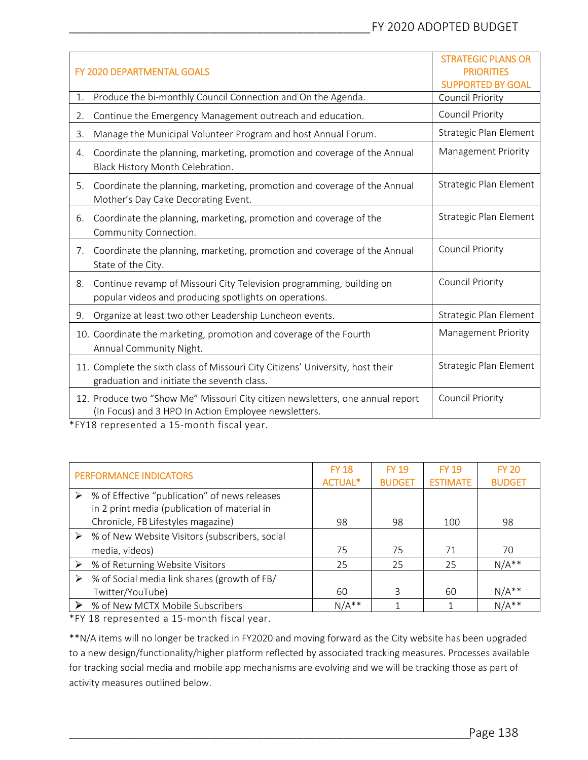| FY 2020 DEPARTMENTAL GOALS | STRATEGIC PLANS OR PRIORITIES SUPPORTED BY GOAL |
|---|---|
| 1. Produce the bi-monthly Council Connection and On the Agenda. | Council Priority |
| 2. Continue the Emergency Management outreach and education. | Council Priority |
| 3. Manage the Municipal Volunteer Program and host Annual Forum. | Strategic Plan Element |
| 4. Coordinate the planning, marketing, promotion and coverage of the Annual Black History Month Celebration. | Management Priority |
| 5. Coordinate the planning, marketing, promotion and coverage of the Annual Mother's Day Cake Decorating Event. | Strategic Plan Element |
| 6. Coordinate the planning, marketing, promotion and coverage of the Community Connection. | Strategic Plan Element |
| 7. Coordinate the planning, marketing, promotion and coverage of the Annual State of the City. | Council Priority |
| 8. Continue revamp of Missouri City Television programming, building on popular videos and producing spotlights on operations. | Council Priority |
| 9. Organize at least two other Leadership Luncheon events. | Strategic Plan Element |
| 10. Coordinate the marketing, promotion and coverage of the Fourth Annual Community Night. | Management Priority |
| 11. Complete the sixth class of Missouri City Citizens' University, host their graduation and initiate the seventh class. | Strategic Plan Element |
| 12. Produce two "Show Me" Missouri City citizen newsletters, one annual report (In Focus) and 3 HPO In Action Employee newsletters. | Council Priority |

*FY18 represented a 15-month fiscal year.

| PERFORMANCE INDICATORS | FY 18 ACTUAL* | FY 19 BUDGET | FY 19 ESTIMATE | FY 20 BUDGET |
|---|---|---|---|---|
| ➢ % of Effective "publication" of news releases in 2 print media (publication of material in Chronicle, FB Lifestyles magazine) | 98 | 98 | 100 | 98 |
| ➢ % of New Website Visitors (subscribers, social media, videos) | 75 | 75 | 71 | 70 |
| ➢ % of Returning Website Visitors | 25 | 25 | 25 | N/A** |
| ➢ % of Social media link shares (growth of FB/ Twitter/YouTube) | 60 | 3 | 60 | N/A** |
| ➢ % of New MCTX Mobile Subscribers | N/A** | 1 | 1 | N/A** |

*FY 18 represented a 15-month fiscal year.

**N/A items will no longer be tracked in FY2020 and moving forward as the City website has been upgraded to a new design/functionality/higher platform reflected by associated tracking measures. Processes available for tracking social media and mobile app mechanisms are evolving and we will be tracking those as part of activity measures outlined below.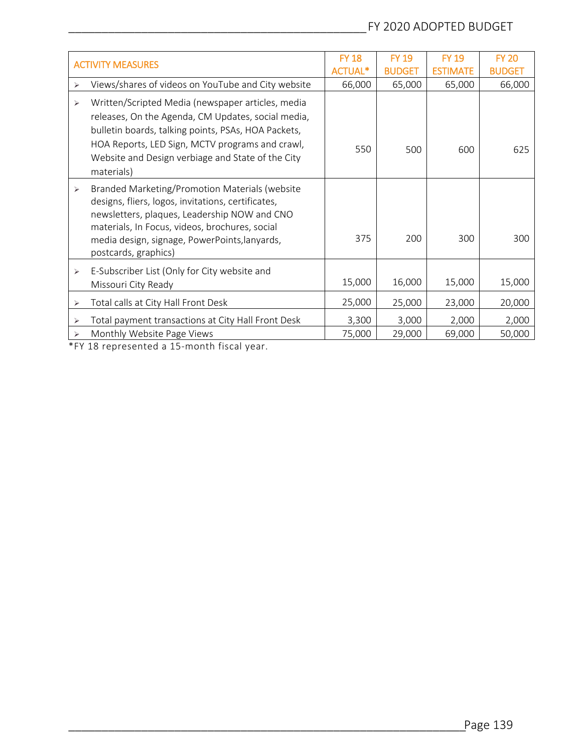| ACTIVITY MEASURES | FY 18 ACTUAL* | FY 19 BUDGET | FY 19 ESTIMATE | FY 20 BUDGET |
|---|---|---|---|---|
| ➢ Views/shares of videos on YouTube and City website | 66,000 | 65,000 | 65,000 | 66,000 |
| ➢ Written/Scripted Media (newspaper articles, media releases, On the Agenda, CM Updates, social media, bulletin boards, talking points, PSAs, HOA Packets, HOA Reports, LED Sign, MCTV programs and crawl, Website and Design verbiage and State of the City materials) | 550 | 500 | 600 | 625 |
| ➢ Branded Marketing/Promotion Materials (website designs, fliers, logos, invitations, certificates, newsletters, plaques, Leadership NOW and CNO materials, In Focus, videos, brochures, social media design, signage, PowerPoints,lanyards, postcards, graphics) | 375 | 200 | 300 | 300 |
| ➢ E-Subscriber List (Only for City website and Missouri City Ready | 15,000 | 16,000 | 15,000 | 15,000 |
| ➢ Total calls at City Hall Front Desk | 25,000 | 25,000 | 23,000 | 20,000 |
| ➢ Total payment transactions at City Hall Front Desk | 3,300 | 3,000 | 2,000 | 2,000 |
| ➢ Monthly Website Page Views | 75,000 | 29,000 | 69,000 | 50,000 |

*FY 18 represented a 15-month fiscal year.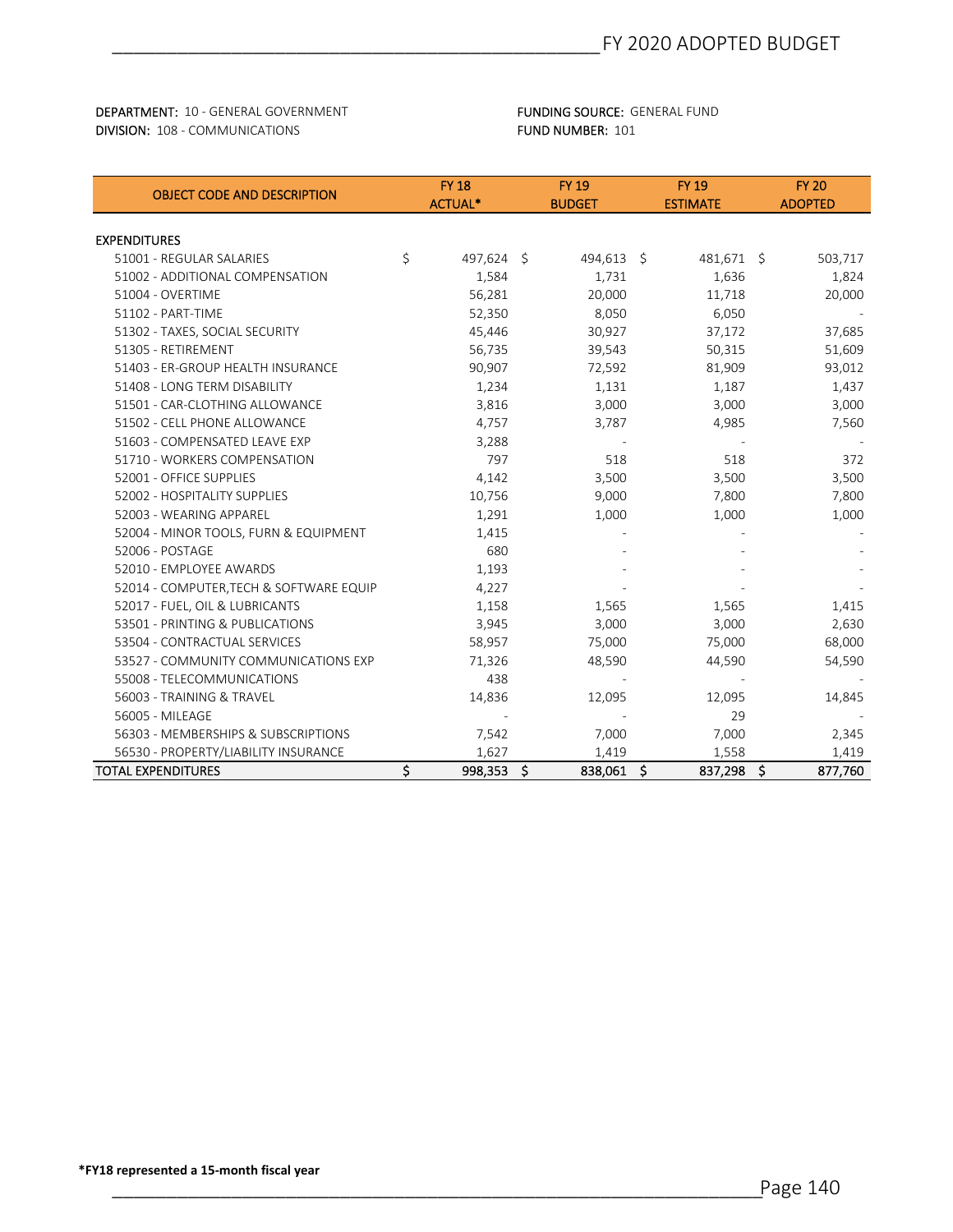**DEPARTMENT:** 10 - GENERAL GOVERNMENT
**DIVISION:** 108 - COMMUNICATIONS

**FUNDING SOURCE:** GENERAL FUND
**FUND NUMBER:** 101

| OBJECT CODE AND DESCRIPTION | FY 18 ACTUAL* | FY 19 BUDGET | FY 19 ESTIMATE | FY 20 ADOPTED |
|---|---|---|---|---|
| **EXPENDITURES** | | | | |
| 51001 - REGULAR SALARIES | $ 497,624 | $ 494,613 | $ 481,671 | $ 503,717 |
| 51002 - ADDITIONAL COMPENSATION | 1,584 | 1,731 | 1,636 | 1,824 |
| 51004 - OVERTIME | 56,281 | 20,000 | 11,718 | 20,000 |
| 51102 - PART-TIME | 52,350 | 8,050 | 6,050 | - |
| 51302 - TAXES, SOCIAL SECURITY | 45,446 | 30,927 | 37,172 | 37,685 |
| 51305 - RETIREMENT | 56,735 | 39,543 | 50,315 | 51,609 |
| 51403 - ER-GROUP HEALTH INSURANCE | 90,907 | 72,592 | 81,909 | 93,012 |
| 51408 - LONG TERM DISABILITY | 1,234 | 1,131 | 1,187 | 1,437 |
| 51501 - CAR-CLOTHING ALLOWANCE | 3,816 | 3,000 | 3,000 | 3,000 |
| 51502 - CELL PHONE ALLOWANCE | 4,757 | 3,787 | 4,985 | 7,560 |
| 51603 - COMPENSATED LEAVE EXP | 3,288 | - | - | - |
| 51710 - WORKERS COMPENSATION | 797 | 518 | 518 | 372 |
| 52001 - OFFICE SUPPLIES | 4,142 | 3,500 | 3,500 | 3,500 |
| 52002 - HOSPITALITY SUPPLIES | 10,756 | 9,000 | 7,800 | 7,800 |
| 52003 - WEARING APPAREL | 1,291 | 1,000 | 1,000 | 1,000 |
| 52004 - MINOR TOOLS, FURN & EQUIPMENT | 1,415 | - | - | - |
| 52006 - POSTAGE | 680 | - | - | - |
| 52010 - EMPLOYEE AWARDS | 1,193 | - | - | - |
| 52014 - COMPUTER,TECH & SOFTWARE EQUIP | 4,227 | - | - | - |
| 52017 - FUEL, OIL & LUBRICANTS | 1,158 | 1,565 | 1,565 | 1,415 |
| 53501 - PRINTING & PUBLICATIONS | 3,945 | 3,000 | 3,000 | 2,630 |
| 53504 - CONTRACTUAL SERVICES | 58,957 | 75,000 | 75,000 | 68,000 |
| 53527 - COMMUNITY COMMUNICATIONS EXP | 71,326 | 48,590 | 44,590 | 54,590 |
| 55008 - TELECOMMUNICATIONS | 438 | - | - | - |
| 56003 - TRAINING & TRAVEL | 14,836 | 12,095 | 12,095 | 14,845 |
| 56005 - MILEAGE | - | - | 29 | - |
| 56303 - MEMBERSHIPS & SUBSCRIPTIONS | 7,542 | 7,000 | 7,000 | 2,345 |
| 56530 - PROPERTY/LIABILITY INSURANCE | 1,627 | 1,419 | 1,558 | 1,419 |
| **TOTAL EXPENDITURES** | **$ 998,353** | **$ 838,061** | **$ 837,298** | **$ 877,760** |

***FY18 represented a 15-month fiscal year**